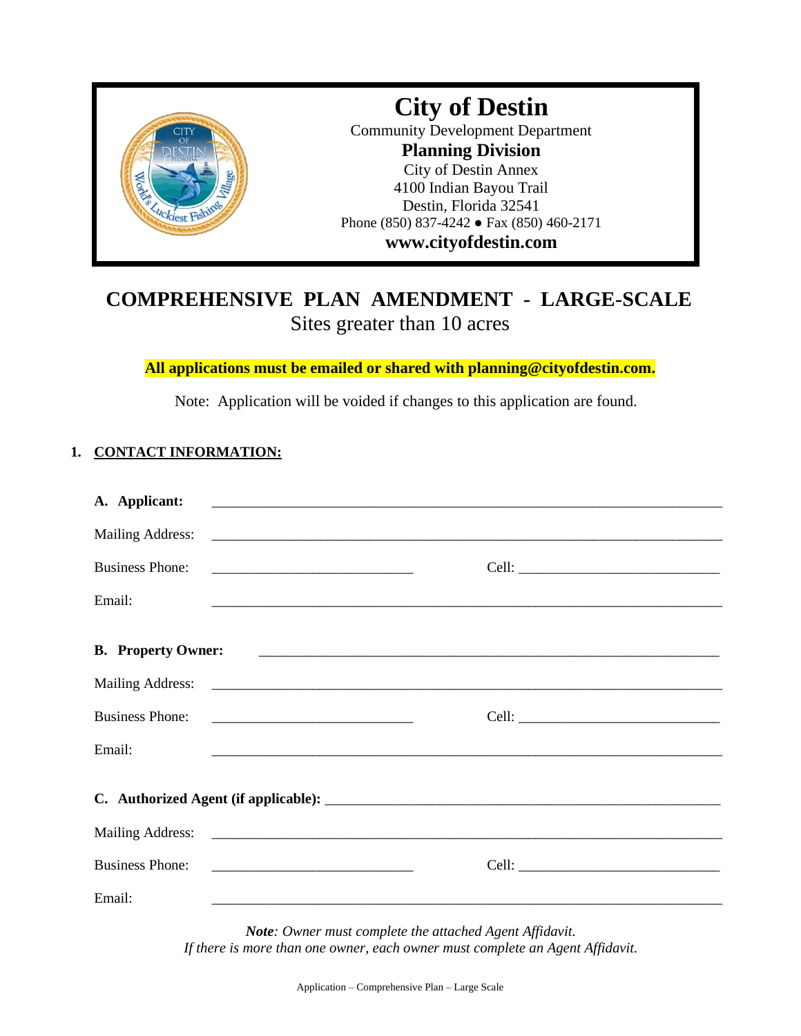# City of Destin

Community Development Department

**Planning Division**

City of Destin Annex

4100 Indian Bayou Trail

Destin, Florida 32541

Phone (850) 837-4242 ● Fax (850) 460-2171

**www.cityofdestin.com**

## COMPREHENSIVE PLAN AMENDMENT - LARGE-SCALE

Sites greater than 10 acres

**All applications must be emailed or shared with planning@cityofdestin.com.**

Note: Application will be voided if changes to this application are found.

### 1. CONTACT INFORMATION:

**A. Applicant:** ______________________________________________________________

Mailing Address: ______________________________________________________________

Business Phone: ____________________________ Cell: ____________________________

Email: ______________________________________________________________

**B. Property Owner:** ______________________________________________________________

Mailing Address: ______________________________________________________________

Business Phone: ____________________________ Cell: ____________________________

Email: ______________________________________________________________

**C. Authorized Agent (if applicable):** ______________________________________________

Mailing Address: ______________________________________________________________

Business Phone: ____________________________ Cell: ____________________________

Email: ______________________________________________________________

***Note****: Owner must complete the attached Agent Affidavit.*
*If there is more than one owner, each owner must complete an Agent Affidavit.*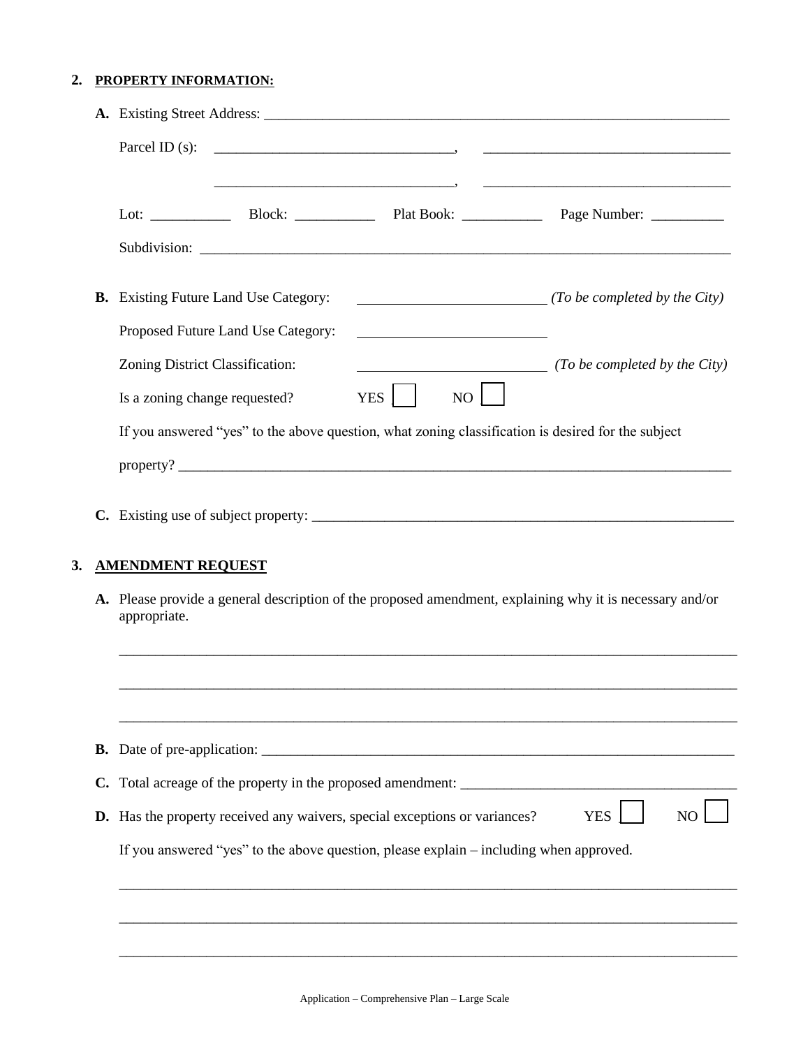2. **PROPERTY INFORMATION:**

**A.** Existing Street Address: ____________________________________________________________________

Parcel ID (s): ________________________________, ________________________________

________________________________, ________________________________

Lot: __________ Block: __________ Plat Book: __________ Page Number: __________

Subdivision: ____________________________________________________________________

**B.** Existing Future Land Use Category: ________________________ *(To be completed by the City)*

Proposed Future Land Use Category: ________________________

Zoning District Classification: ________________________ *(To be completed by the City)*

Is a zoning change requested? YES ☐ NO ☐

If you answered "yes" to the above question, what zoning classification is desired for the subject property? ____________________________________________________________________

**C.** Existing use of subject property: ____________________________________________________________________

3. **AMENDMENT REQUEST**

**A.** Please provide a general description of the proposed amendment, explaining why it is necessary and/or appropriate.

____________________________________________________________________

____________________________________________________________________

____________________________________________________________________

**B.** Date of pre-application: ____________________________________________________________________

**C.** Total acreage of the property in the proposed amendment: ____________________________________

**D.** Has the property received any waivers, special exceptions or variances? YES ☐ NO ☐

If you answered "yes" to the above question, please explain – including when approved.

____________________________________________________________________

____________________________________________________________________

____________________________________________________________________

Application – Comprehensive Plan – Large Scale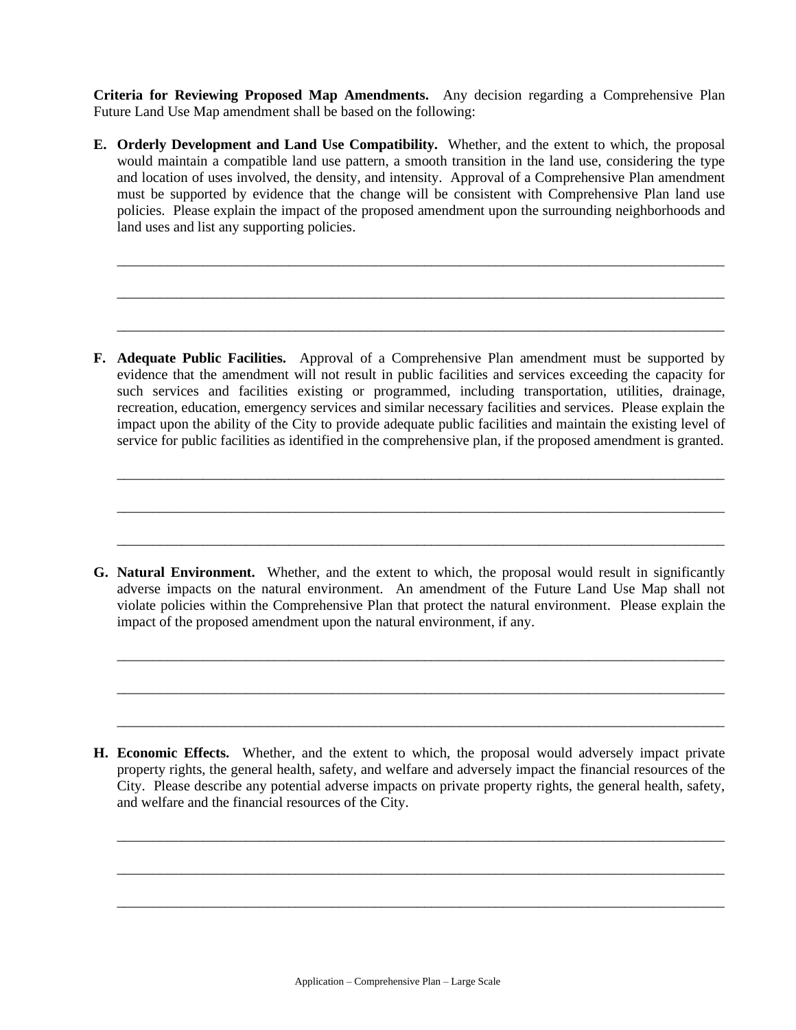**Criteria for Reviewing Proposed Map Amendments.** Any decision regarding a Comprehensive Plan Future Land Use Map amendment shall be based on the following:

**E. Orderly Development and Land Use Compatibility.** Whether, and the extent to which, the proposal would maintain a compatible land use pattern, a smooth transition in the land use, considering the type and location of uses involved, the density, and intensity. Approval of a Comprehensive Plan amendment must be supported by evidence that the change will be consistent with Comprehensive Plan land use policies. Please explain the impact of the proposed amendment upon the surrounding neighborhoods and land uses and list any supporting policies.

\_\_\_\_\_\_\_\_\_\_\_\_\_\_\_\_\_\_\_\_\_\_\_\_\_\_\_\_\_\_\_\_\_\_\_\_\_\_\_\_\_\_\_\_\_\_\_\_\_\_\_\_\_\_\_\_\_\_\_\_\_\_\_\_\_\_\_\_\_\_\_\_\_\_\_\_\_\_

\_\_\_\_\_\_\_\_\_\_\_\_\_\_\_\_\_\_\_\_\_\_\_\_\_\_\_\_\_\_\_\_\_\_\_\_\_\_\_\_\_\_\_\_\_\_\_\_\_\_\_\_\_\_\_\_\_\_\_\_\_\_\_\_\_\_\_\_\_\_\_\_\_\_\_\_\_\_

\_\_\_\_\_\_\_\_\_\_\_\_\_\_\_\_\_\_\_\_\_\_\_\_\_\_\_\_\_\_\_\_\_\_\_\_\_\_\_\_\_\_\_\_\_\_\_\_\_\_\_\_\_\_\_\_\_\_\_\_\_\_\_\_\_\_\_\_\_\_\_\_\_\_\_\_\_\_

**F. Adequate Public Facilities.** Approval of a Comprehensive Plan amendment must be supported by evidence that the amendment will not result in public facilities and services exceeding the capacity for such services and facilities existing or programmed, including transportation, utilities, drainage, recreation, education, emergency services and similar necessary facilities and services. Please explain the impact upon the ability of the City to provide adequate public facilities and maintain the existing level of service for public facilities as identified in the comprehensive plan, if the proposed amendment is granted.

\_\_\_\_\_\_\_\_\_\_\_\_\_\_\_\_\_\_\_\_\_\_\_\_\_\_\_\_\_\_\_\_\_\_\_\_\_\_\_\_\_\_\_\_\_\_\_\_\_\_\_\_\_\_\_\_\_\_\_\_\_\_\_\_\_\_\_\_\_\_\_\_\_\_\_\_\_\_

\_\_\_\_\_\_\_\_\_\_\_\_\_\_\_\_\_\_\_\_\_\_\_\_\_\_\_\_\_\_\_\_\_\_\_\_\_\_\_\_\_\_\_\_\_\_\_\_\_\_\_\_\_\_\_\_\_\_\_\_\_\_\_\_\_\_\_\_\_\_\_\_\_\_\_\_\_\_

\_\_\_\_\_\_\_\_\_\_\_\_\_\_\_\_\_\_\_\_\_\_\_\_\_\_\_\_\_\_\_\_\_\_\_\_\_\_\_\_\_\_\_\_\_\_\_\_\_\_\_\_\_\_\_\_\_\_\_\_\_\_\_\_\_\_\_\_\_\_\_\_\_\_\_\_\_\_

**G. Natural Environment.** Whether, and the extent to which, the proposal would result in significantly adverse impacts on the natural environment. An amendment of the Future Land Use Map shall not violate policies within the Comprehensive Plan that protect the natural environment. Please explain the impact of the proposed amendment upon the natural environment, if any.

\_\_\_\_\_\_\_\_\_\_\_\_\_\_\_\_\_\_\_\_\_\_\_\_\_\_\_\_\_\_\_\_\_\_\_\_\_\_\_\_\_\_\_\_\_\_\_\_\_\_\_\_\_\_\_\_\_\_\_\_\_\_\_\_\_\_\_\_\_\_\_\_\_\_\_\_\_\_

\_\_\_\_\_\_\_\_\_\_\_\_\_\_\_\_\_\_\_\_\_\_\_\_\_\_\_\_\_\_\_\_\_\_\_\_\_\_\_\_\_\_\_\_\_\_\_\_\_\_\_\_\_\_\_\_\_\_\_\_\_\_\_\_\_\_\_\_\_\_\_\_\_\_\_\_\_\_

\_\_\_\_\_\_\_\_\_\_\_\_\_\_\_\_\_\_\_\_\_\_\_\_\_\_\_\_\_\_\_\_\_\_\_\_\_\_\_\_\_\_\_\_\_\_\_\_\_\_\_\_\_\_\_\_\_\_\_\_\_\_\_\_\_\_\_\_\_\_\_\_\_\_\_\_\_\_

**H. Economic Effects.** Whether, and the extent to which, the proposal would adversely impact private property rights, the general health, safety, and welfare and adversely impact the financial resources of the City. Please describe any potential adverse impacts on private property rights, the general health, safety, and welfare and the financial resources of the City.

\_\_\_\_\_\_\_\_\_\_\_\_\_\_\_\_\_\_\_\_\_\_\_\_\_\_\_\_\_\_\_\_\_\_\_\_\_\_\_\_\_\_\_\_\_\_\_\_\_\_\_\_\_\_\_\_\_\_\_\_\_\_\_\_\_\_\_\_\_\_\_\_\_\_\_\_\_\_

\_\_\_\_\_\_\_\_\_\_\_\_\_\_\_\_\_\_\_\_\_\_\_\_\_\_\_\_\_\_\_\_\_\_\_\_\_\_\_\_\_\_\_\_\_\_\_\_\_\_\_\_\_\_\_\_\_\_\_\_\_\_\_\_\_\_\_\_\_\_\_\_\_\_\_\_\_\_

\_\_\_\_\_\_\_\_\_\_\_\_\_\_\_\_\_\_\_\_\_\_\_\_\_\_\_\_\_\_\_\_\_\_\_\_\_\_\_\_\_\_\_\_\_\_\_\_\_\_\_\_\_\_\_\_\_\_\_\_\_\_\_\_\_\_\_\_\_\_\_\_\_\_\_\_\_\_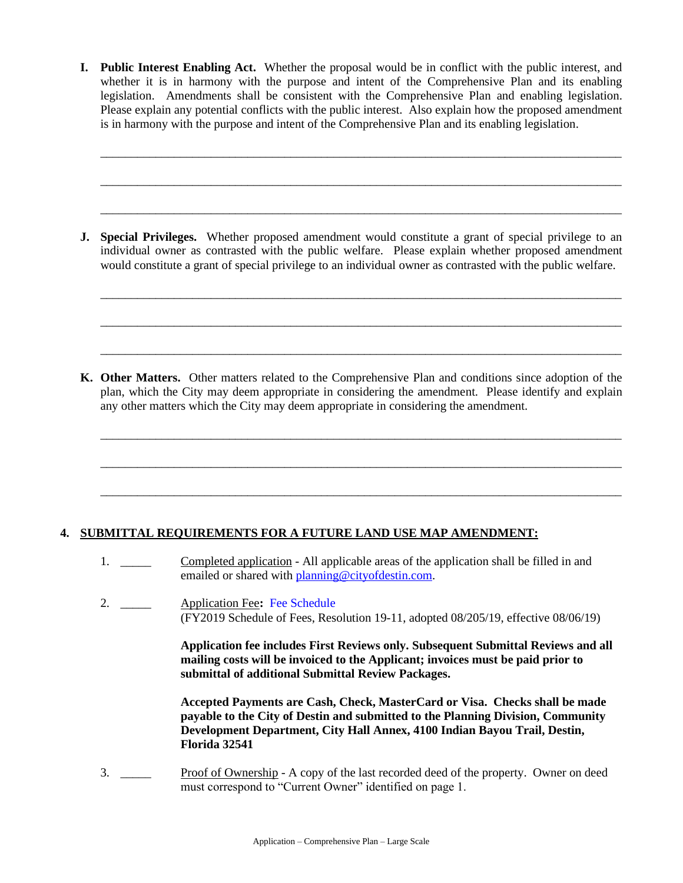**I. Public Interest Enabling Act.** Whether the proposal would be in conflict with the public interest, and whether it is in harmony with the purpose and intent of the Comprehensive Plan and its enabling legislation. Amendments shall be consistent with the Comprehensive Plan and enabling legislation. Please explain any potential conflicts with the public interest. Also explain how the proposed amendment is in harmony with the purpose and intent of the Comprehensive Plan and its enabling legislation.

_______________________________________________________________________________

_______________________________________________________________________________

_______________________________________________________________________________

**J. Special Privileges.** Whether proposed amendment would constitute a grant of special privilege to an individual owner as contrasted with the public welfare. Please explain whether proposed amendment would constitute a grant of special privilege to an individual owner as contrasted with the public welfare.

_______________________________________________________________________________

_______________________________________________________________________________

_______________________________________________________________________________

**K. Other Matters.** Other matters related to the Comprehensive Plan and conditions since adoption of the plan, which the City may deem appropriate in considering the amendment. Please identify and explain any other matters which the City may deem appropriate in considering the amendment.

_______________________________________________________________________________

_______________________________________________________________________________

_______________________________________________________________________________

## 4. SUBMITTAL REQUIREMENTS FOR A FUTURE LAND USE MAP AMENDMENT:

1. _____ Completed application - All applicable areas of the application shall be filled in and emailed or shared with planning@cityofdestin.com.

2. _____ Application Fee**:** Fee Schedule
(FY2019 Schedule of Fees, Resolution 19-11, adopted 08/205/19, effective 08/06/19)

   **Application fee includes First Reviews only. Subsequent Submittal Reviews and all mailing costs will be invoiced to the Applicant; invoices must be paid prior to submittal of additional Submittal Review Packages.**

   **Accepted Payments are Cash, Check, MasterCard or Visa. Checks shall be made payable to the City of Destin and submitted to the Planning Division, Community Development Department, City Hall Annex, 4100 Indian Bayou Trail, Destin, Florida 32541**

3. _____ Proof of Ownership - A copy of the last recorded deed of the property. Owner on deed must correspond to "Current Owner" identified on page 1.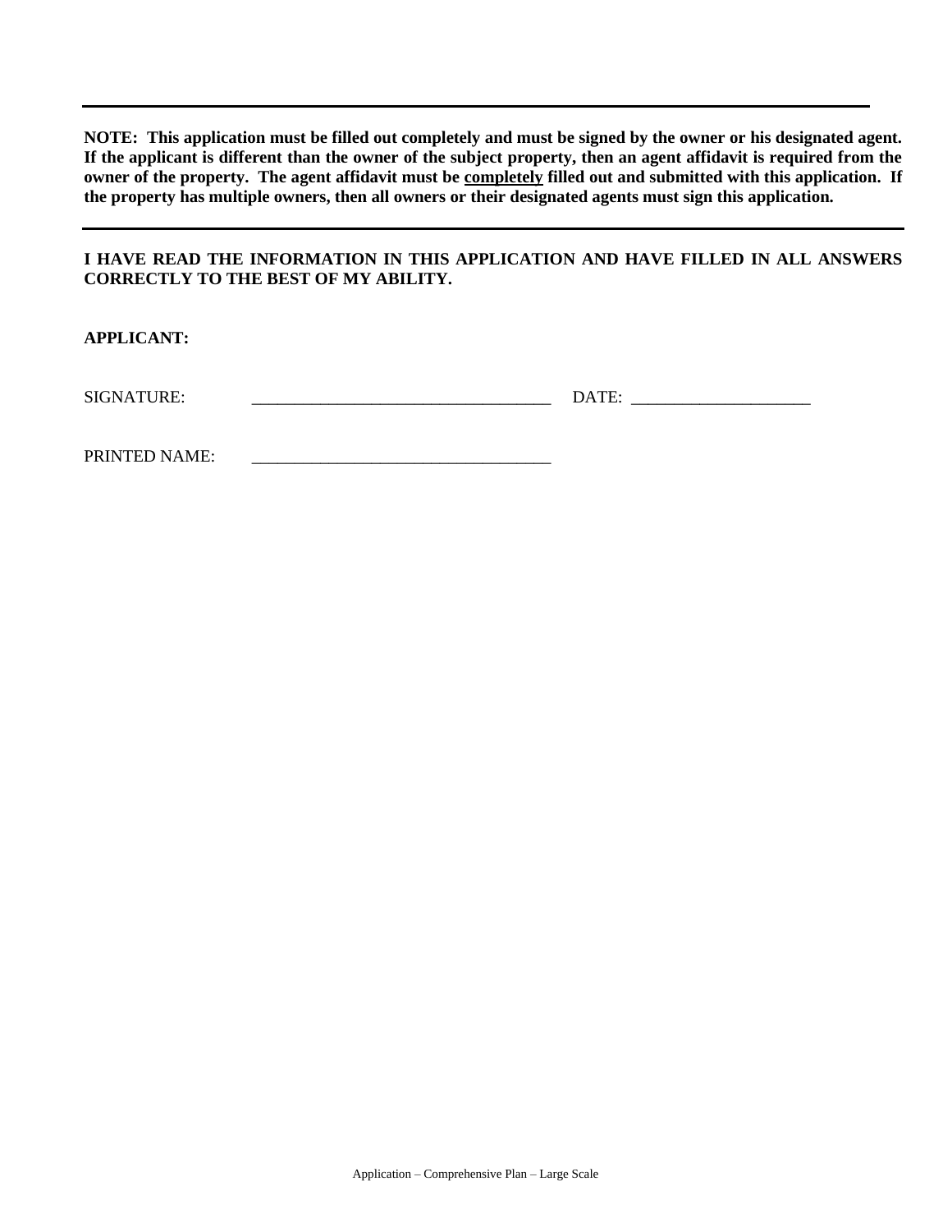---

**NOTE: This application must be filled out completely and must be signed by the owner or his designated agent. If the applicant is different than the owner of the subject property, then an agent affidavit is required from the owner of the property. The agent affidavit must be completely filled out and submitted with this application. If the property has multiple owners, then all owners or their designated agents must sign this application.**

---

**I HAVE READ THE INFORMATION IN THIS APPLICATION AND HAVE FILLED IN ALL ANSWERS CORRECTLY TO THE BEST OF MY ABILITY.**

**APPLICANT:**

SIGNATURE: ___________________________________ DATE: ____________________

PRINTED NAME: ___________________________________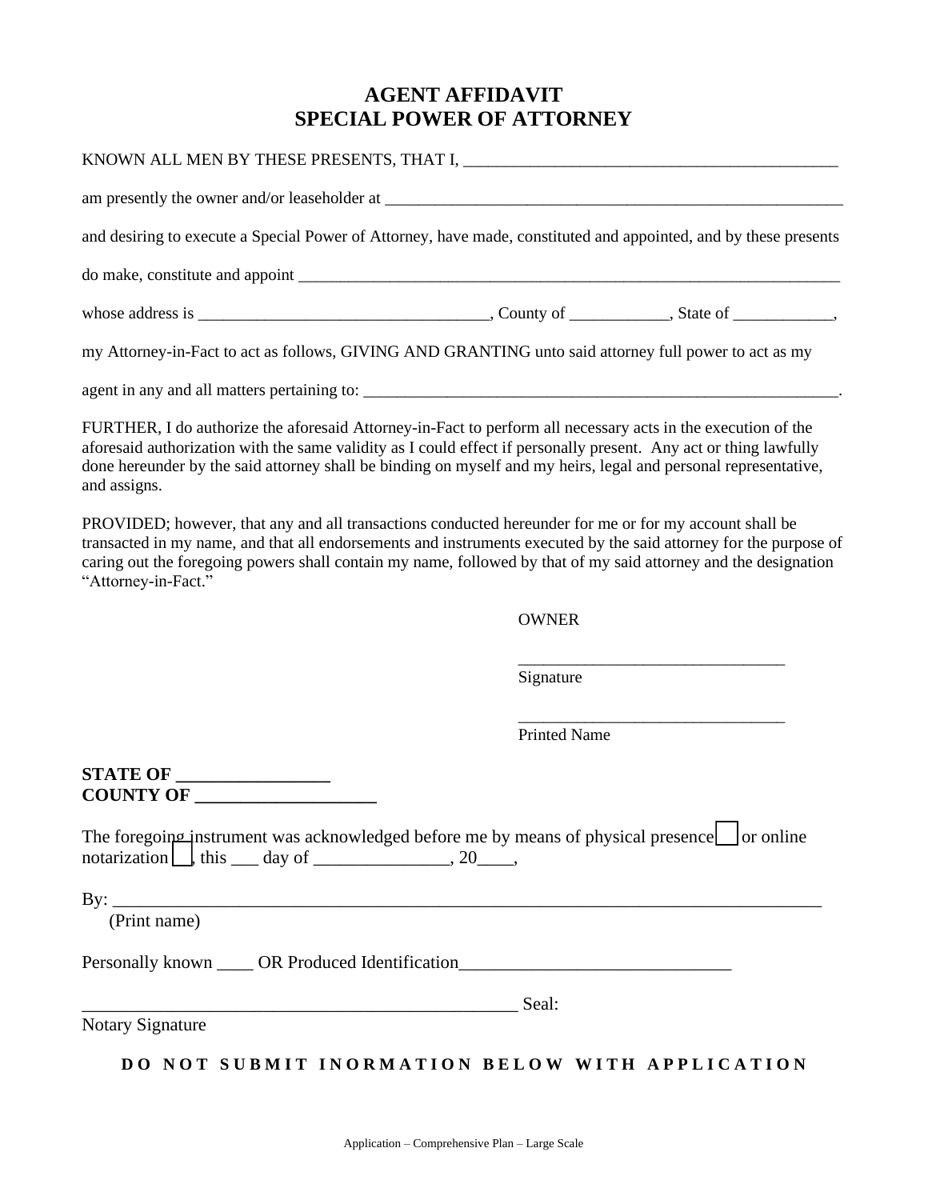# AGENT AFFIDAVIT
# SPECIAL POWER OF ATTORNEY

KNOWN ALL MEN BY THESE PRESENTS, THAT I, _____________________________________________

am presently the owner and/or leaseholder at ___________________________________________________________

and desiring to execute a Special Power of Attorney, have made, constituted and appointed, and by these presents

do make, constitute and appoint ______________________________________________________________________

whose address is ___________________________________, County of ____________, State of ____________,

my Attorney-in-Fact to act as follows, GIVING AND GRANTING unto said attorney full power to act as my

agent in any and all matters pertaining to: ____________________________________________________________.

FURTHER, I do authorize the aforesaid Attorney-in-Fact to perform all necessary acts in the execution of the aforesaid authorization with the same validity as I could effect if personally present. Any act or thing lawfully done hereunder by the said attorney shall be binding on myself and my heirs, legal and personal representative, and assigns.

PROVIDED; however, that any and all transactions conducted hereunder for me or for my account shall be transacted in my name, and that all endorsements and instruments executed by the said attorney for the purpose of caring out the foregoing powers shall contain my name, followed by that of my said attorney and the designation "Attorney-in-Fact."

OWNER

_________________________________
Signature

_________________________________
Printed Name

**STATE OF _________________**
**COUNTY OF ____________________**

The foregoing instrument was acknowledged before me by means of physical presence ☐ or online notarization ☐, this ___ day of _______________, 20____,

By: ________________________________________________________________________________
(Print name)

Personally known ____ OR Produced Identification______________________________

__________________________________________________ Seal:
Notary Signature

**D O N O T S U B M I T I N O R M A T I O N B E L O W W I T H A P P L I C A T I O N**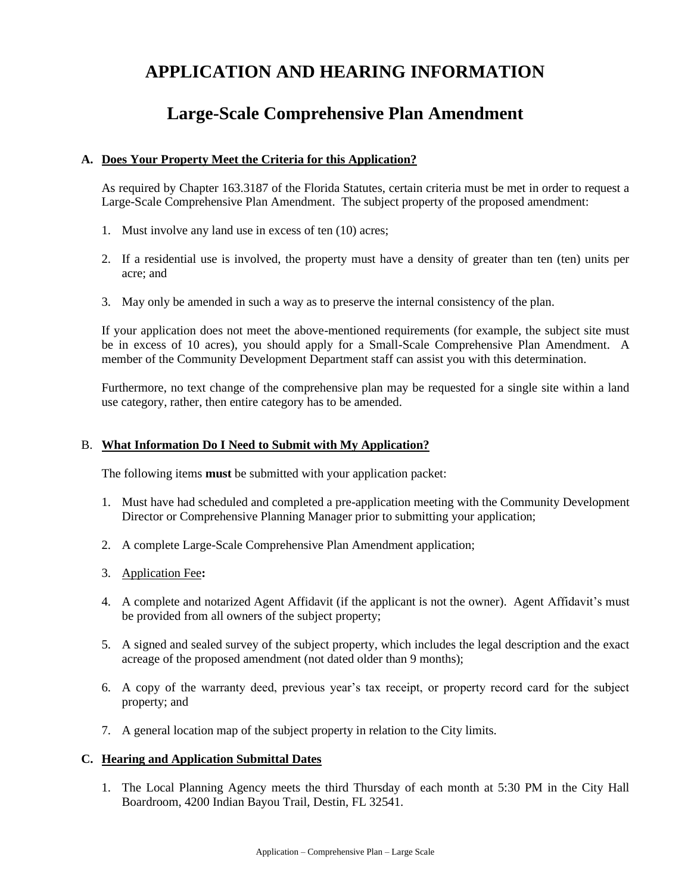# APPLICATION AND HEARING INFORMATION

# Large-Scale Comprehensive Plan Amendment

## A. Does Your Property Meet the Criteria for this Application?

As required by Chapter 163.3187 of the Florida Statutes, certain criteria must be met in order to request a Large-Scale Comprehensive Plan Amendment. The subject property of the proposed amendment:

1. Must involve any land use in excess of ten (10) acres;
2. If a residential use is involved, the property must have a density of greater than ten (ten) units per acre; and
3. May only be amended in such a way as to preserve the internal consistency of the plan.

If your application does not meet the above-mentioned requirements (for example, the subject site must be in excess of 10 acres), you should apply for a Small-Scale Comprehensive Plan Amendment. A member of the Community Development Department staff can assist you with this determination.

Furthermore, no text change of the comprehensive plan may be requested for a single site within a land use category, rather, then entire category has to be amended.

## B. What Information Do I Need to Submit with My Application?

The following items **must** be submitted with your application packet:

1. Must have had scheduled and completed a pre-application meeting with the Community Development Director or Comprehensive Planning Manager prior to submitting your application;
2. A complete Large-Scale Comprehensive Plan Amendment application;
3. Application Fee**:**
4. A complete and notarized Agent Affidavit (if the applicant is not the owner). Agent Affidavit's must be provided from all owners of the subject property;
5. A signed and sealed survey of the subject property, which includes the legal description and the exact acreage of the proposed amendment (not dated older than 9 months);
6. A copy of the warranty deed, previous year's tax receipt, or property record card for the subject property; and
7. A general location map of the subject property in relation to the City limits.

## C. Hearing and Application Submittal Dates

1. The Local Planning Agency meets the third Thursday of each month at 5:30 PM in the City Hall Boardroom, 4200 Indian Bayou Trail, Destin, FL 32541.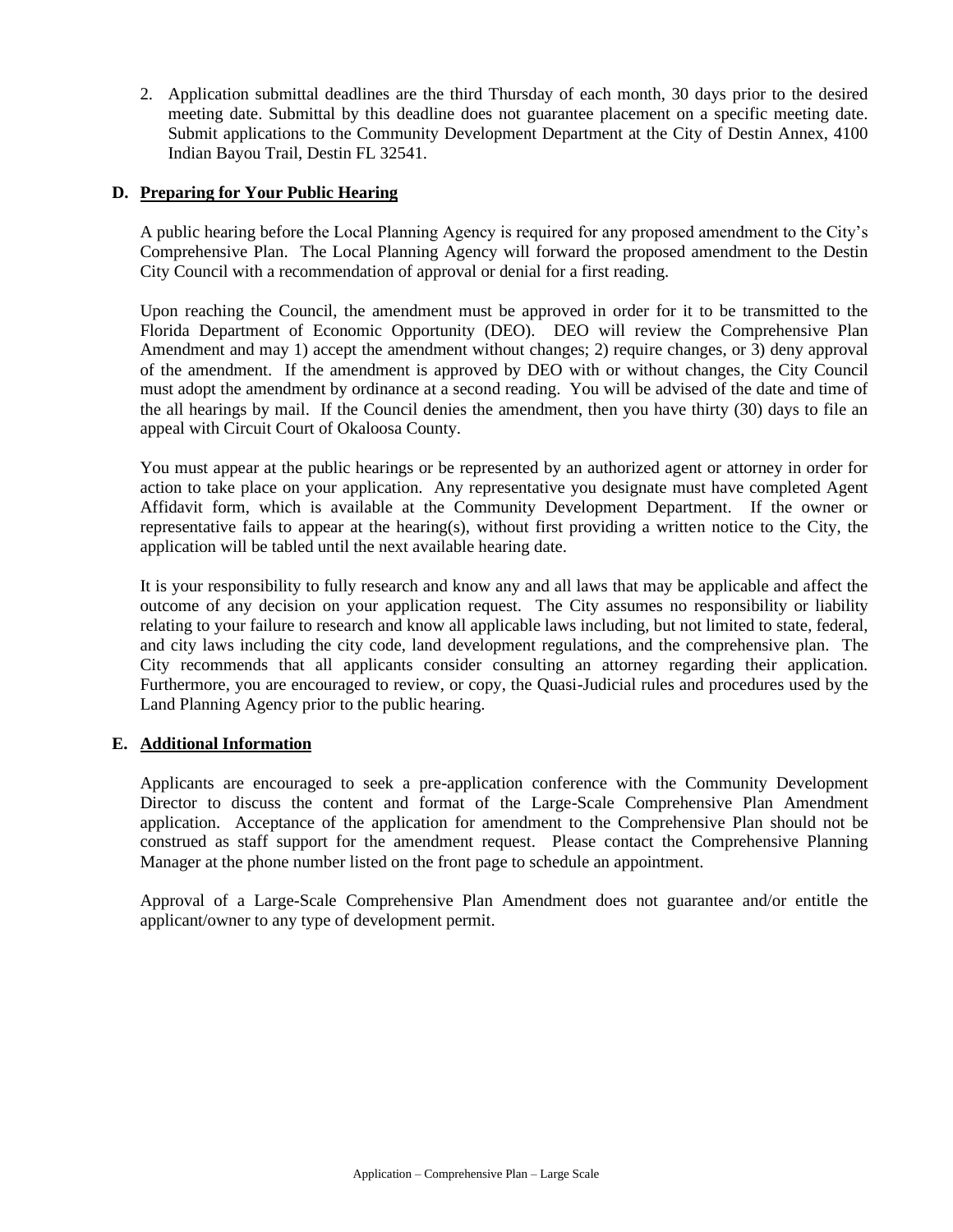2. Application submittal deadlines are the third Thursday of each month, 30 days prior to the desired meeting date. Submittal by this deadline does not guarantee placement on a specific meeting date. Submit applications to the Community Development Department at the City of Destin Annex, 4100 Indian Bayou Trail, Destin FL 32541.

## D. Preparing for Your Public Hearing

A public hearing before the Local Planning Agency is required for any proposed amendment to the City's Comprehensive Plan. The Local Planning Agency will forward the proposed amendment to the Destin City Council with a recommendation of approval or denial for a first reading.

Upon reaching the Council, the amendment must be approved in order for it to be transmitted to the Florida Department of Economic Opportunity (DEO). DEO will review the Comprehensive Plan Amendment and may 1) accept the amendment without changes; 2) require changes, or 3) deny approval of the amendment. If the amendment is approved by DEO with or without changes, the City Council must adopt the amendment by ordinance at a second reading. You will be advised of the date and time of the all hearings by mail. If the Council denies the amendment, then you have thirty (30) days to file an appeal with Circuit Court of Okaloosa County.

You must appear at the public hearings or be represented by an authorized agent or attorney in order for action to take place on your application. Any representative you designate must have completed Agent Affidavit form, which is available at the Community Development Department. If the owner or representative fails to appear at the hearing(s), without first providing a written notice to the City, the application will be tabled until the next available hearing date.

It is your responsibility to fully research and know any and all laws that may be applicable and affect the outcome of any decision on your application request. The City assumes no responsibility or liability relating to your failure to research and know all applicable laws including, but not limited to state, federal, and city laws including the city code, land development regulations, and the comprehensive plan. The City recommends that all applicants consider consulting an attorney regarding their application. Furthermore, you are encouraged to review, or copy, the Quasi-Judicial rules and procedures used by the Land Planning Agency prior to the public hearing.

## E. Additional Information

Applicants are encouraged to seek a pre-application conference with the Community Development Director to discuss the content and format of the Large-Scale Comprehensive Plan Amendment application. Acceptance of the application for amendment to the Comprehensive Plan should not be construed as staff support for the amendment request. Please contact the Comprehensive Planning Manager at the phone number listed on the front page to schedule an appointment.

Approval of a Large-Scale Comprehensive Plan Amendment does not guarantee and/or entitle the applicant/owner to any type of development permit.